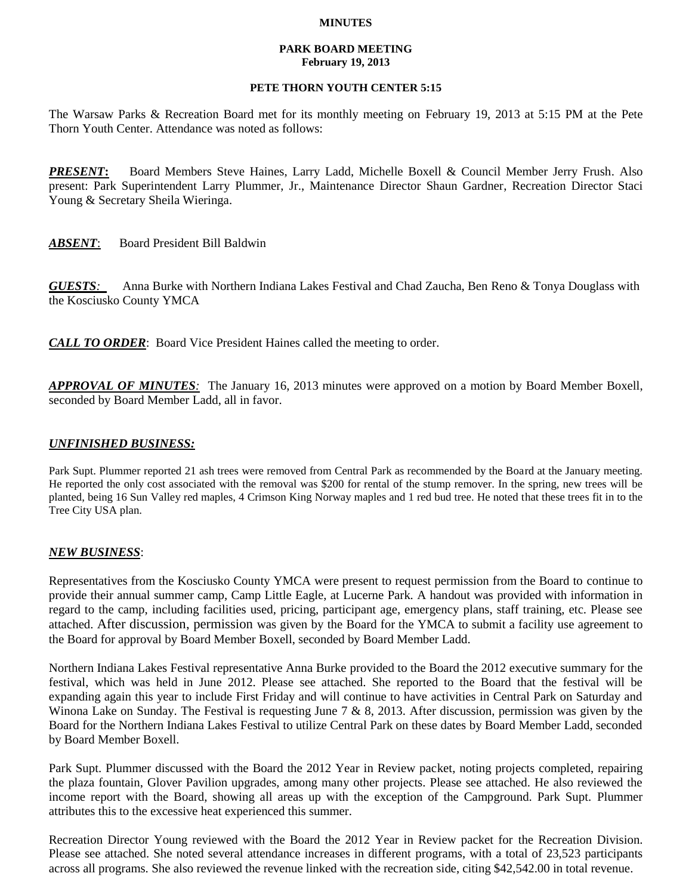**MINUTES**

**PARK BOARD MEETING**
**February 19, 2013**

**PETE THORN YOUTH CENTER 5:15**

The Warsaw Parks & Recreation Board met for its monthly meeting on February 19, 2013 at 5:15 PM at the Pete Thorn Youth Center. Attendance was noted as follows:

***PRESENT*:** Board Members Steve Haines, Larry Ladd, Michelle Boxell & Council Member Jerry Frush. Also present: Park Superintendent Larry Plummer, Jr., Maintenance Director Shaun Gardner, Recreation Director Staci Young & Secretary Sheila Wieringa.

***ABSENT*:** Board President Bill Baldwin

***GUESTS*:** Anna Burke with Northern Indiana Lakes Festival and Chad Zaucha, Ben Reno & Tonya Douglass with the Kosciusko County YMCA

***CALL TO ORDER*:** Board Vice President Haines called the meeting to order.

***APPROVAL OF MINUTES*:** The January 16, 2013 minutes were approved on a motion by Board Member Boxell, seconded by Board Member Ladd, all in favor.

***UNFINISHED BUSINESS:***

Park Supt. Plummer reported 21 ash trees were removed from Central Park as recommended by the Board at the January meeting. He reported the only cost associated with the removal was $200 for rental of the stump remover. In the spring, new trees will be planted, being 16 Sun Valley red maples, 4 Crimson King Norway maples and 1 red bud tree. He noted that these trees fit in to the Tree City USA plan.

***NEW BUSINESS*:**

Representatives from the Kosciusko County YMCA were present to request permission from the Board to continue to provide their annual summer camp, Camp Little Eagle, at Lucerne Park. A handout was provided with information in regard to the camp, including facilities used, pricing, participant age, emergency plans, staff training, etc. Please see attached. After discussion, permission was given by the Board for the YMCA to submit a facility use agreement to the Board for approval by Board Member Boxell, seconded by Board Member Ladd.

Northern Indiana Lakes Festival representative Anna Burke provided to the Board the 2012 executive summary for the festival, which was held in June 2012. Please see attached. She reported to the Board that the festival will be expanding again this year to include First Friday and will continue to have activities in Central Park on Saturday and Winona Lake on Sunday. The Festival is requesting June 7 & 8, 2013. After discussion, permission was given by the Board for the Northern Indiana Lakes Festival to utilize Central Park on these dates by Board Member Ladd, seconded by Board Member Boxell.

Park Supt. Plummer discussed with the Board the 2012 Year in Review packet, noting projects completed, repairing the plaza fountain, Glover Pavilion upgrades, among many other projects. Please see attached. He also reviewed the income report with the Board, showing all areas up with the exception of the Campground. Park Supt. Plummer attributes this to the excessive heat experienced this summer.

Recreation Director Young reviewed with the Board the 2012 Year in Review packet for the Recreation Division. Please see attached. She noted several attendance increases in different programs, with a total of 23,523 participants across all programs. She also reviewed the revenue linked with the recreation side, citing $42,542.00 in total revenue.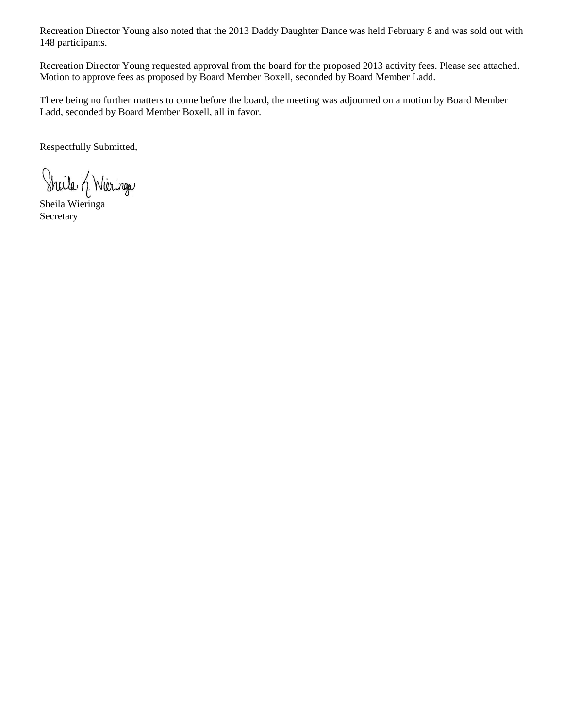Recreation Director Young also noted that the 2013 Daddy Daughter Dance was held February 8 and was sold out with 148 participants.

Recreation Director Young requested approval from the board for the proposed 2013 activity fees. Please see attached. Motion to approve fees as proposed by Board Member Boxell, seconded by Board Member Ladd.

There being no further matters to come before the board, the meeting was adjourned on a motion by Board Member Ladd, seconded by Board Member Boxell, all in favor.

Respectfully Submitted,

Sheila K. Wieringa

Sheila Wieringa
Secretary